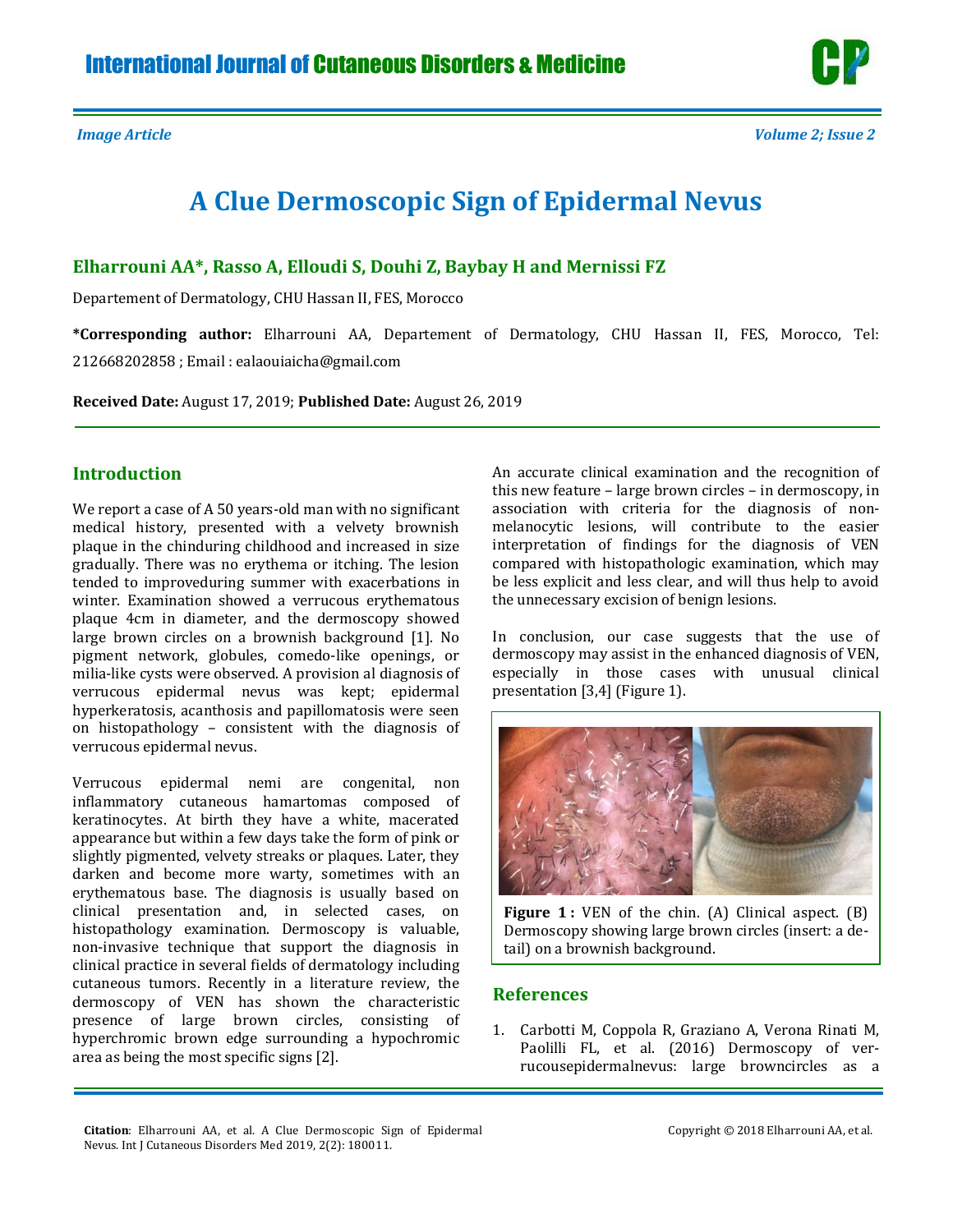*Image Article*

# A Clue Dermoscopic Sign of Epidermal Nevus

**Elharrouni AA*, Rasso A, Elloudi S, Douhi Z, Baybay H and Mernissi FZ**

Departement of Dermatology, CHU Hassan II, FES, Morocco

**\*Corresponding author:** Elharrouni AA, Departement of Dermatology, CHU Hassan II, FES, Morocco, Tel: 212668202858 ; Email : ealaouiaicha@gmail.com

**Received Date:** August 17, 2019; **Published Date:** August 26, 2019

## Introduction

We report a case of A 50 years-old man with no significant medical history, presented with a velvety brownish plaque in the chinduring childhood and increased in size gradually. There was no erythema or itching. The lesion tended to improveduring summer with exacerbations in winter. Examination showed a verrucous erythematous plaque 4cm in diameter, and the dermoscopy showed large brown circles on a brownish background [1]. No pigment network, globules, comedo-like openings, or milia-like cysts were observed. A provision al diagnosis of verrucous epidermal nevus was kept; epidermal hyperkeratosis, acanthosis and papillomatosis were seen on histopathology – consistent with the diagnosis of verrucous epidermal nevus.

Verrucous epidermal nemi are congenital, non inflammatory cutaneous hamartomas composed of keratinocytes. At birth they have a white, macerated appearance but within a few days take the form of pink or slightly pigmented, velvety streaks or plaques. Later, they darken and become more warty, sometimes with an erythematous base. The diagnosis is usually based on clinical presentation and, in selected cases, on histopathology examination. Dermoscopy is valuable, non-invasive technique that support the diagnosis in clinical practice in several fields of dermatology including cutaneous tumors. Recently in a literature review, the dermoscopy of VEN has shown the characteristic presence of large brown circles, consisting of hyperchromic brown edge surrounding a hypochromic area as being the most specific signs [2].

An accurate clinical examination and the recognition of this new feature – large brown circles – in dermoscopy, in association with criteria for the diagnosis of non-melanocytic lesions, will contribute to the easier interpretation of findings for the diagnosis of VEN compared with histopathologic examination, which may be less explicit and less clear, and will thus help to avoid the unnecessary excision of benign lesions.

In conclusion, our case suggests that the use of dermoscopy may assist in the enhanced diagnosis of VEN, especially in those cases with unusual clinical presentation [3,4] (Figure 1).

**Figure 1 :** VEN of the chin. (A) Clinical aspect. (B) Dermoscopy showing large brown circles (insert: a detail) on a brownish background.

## References

1. Carbotti M, Coppola R, Graziano A, Verona Rinati M, Paolilli FL, et al. (2016) Dermoscopy of verrucousepidermalnevus: large browncircles as a

**Citation**: Elharrouni AA, et al. A Clue Dermoscopic Sign of Epidermal Nevus. Int J Cutaneous Disorders Med 2019, 2(2): 180011.

Copyright © 2018 Elharrouni AA, et al.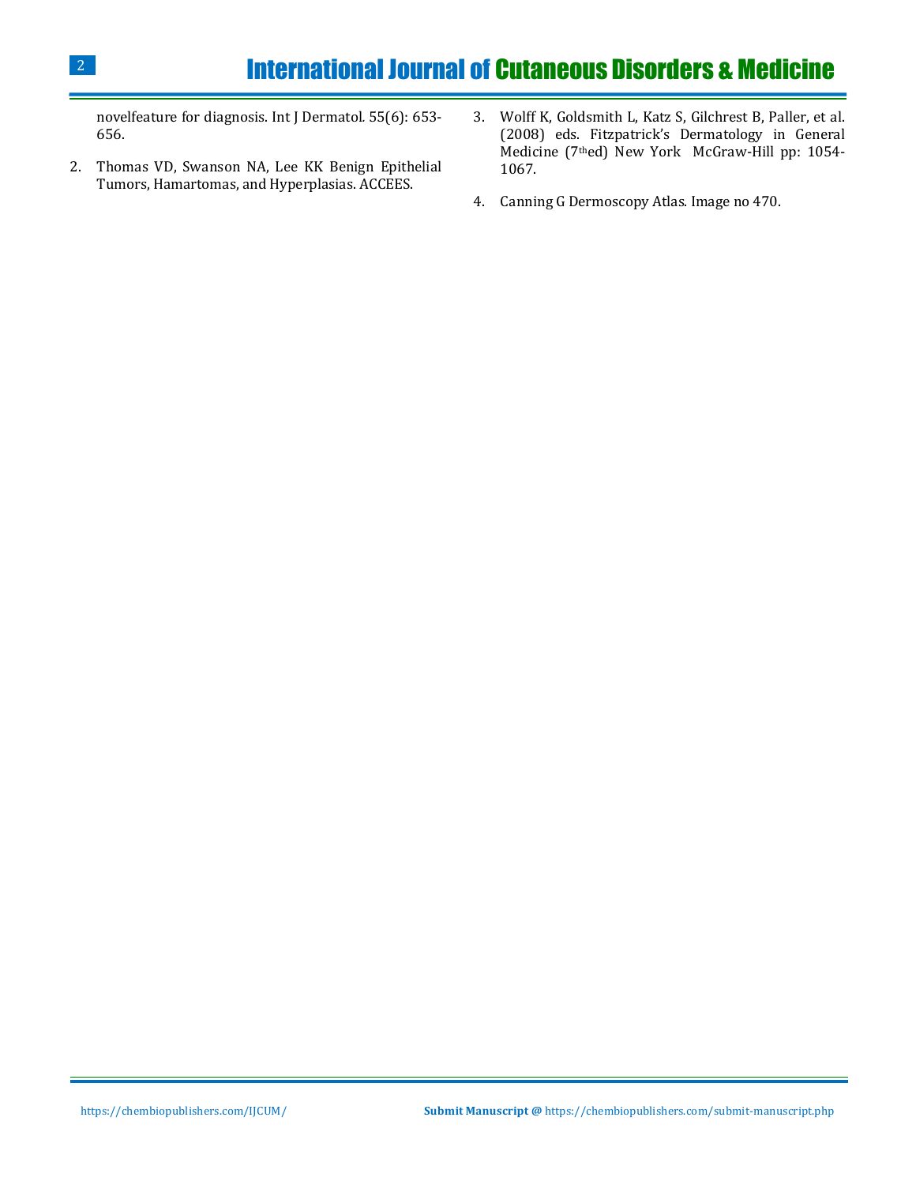novelfeature for diagnosis. Int J Dermatol. 55(6): 653-656.

2. Thomas VD, Swanson NA, Lee KK Benign Epithelial Tumors, Hamartomas, and Hyperplasias. ACCEES.

3. Wolff K, Goldsmith L, Katz S, Gilchrest B, Paller, et al. (2008) eds. Fitzpatrick's Dermatology in General Medicine (7thed) New York McGraw-Hill pp: 1054-1067.

4. Canning G Dermoscopy Atlas. Image no 470.